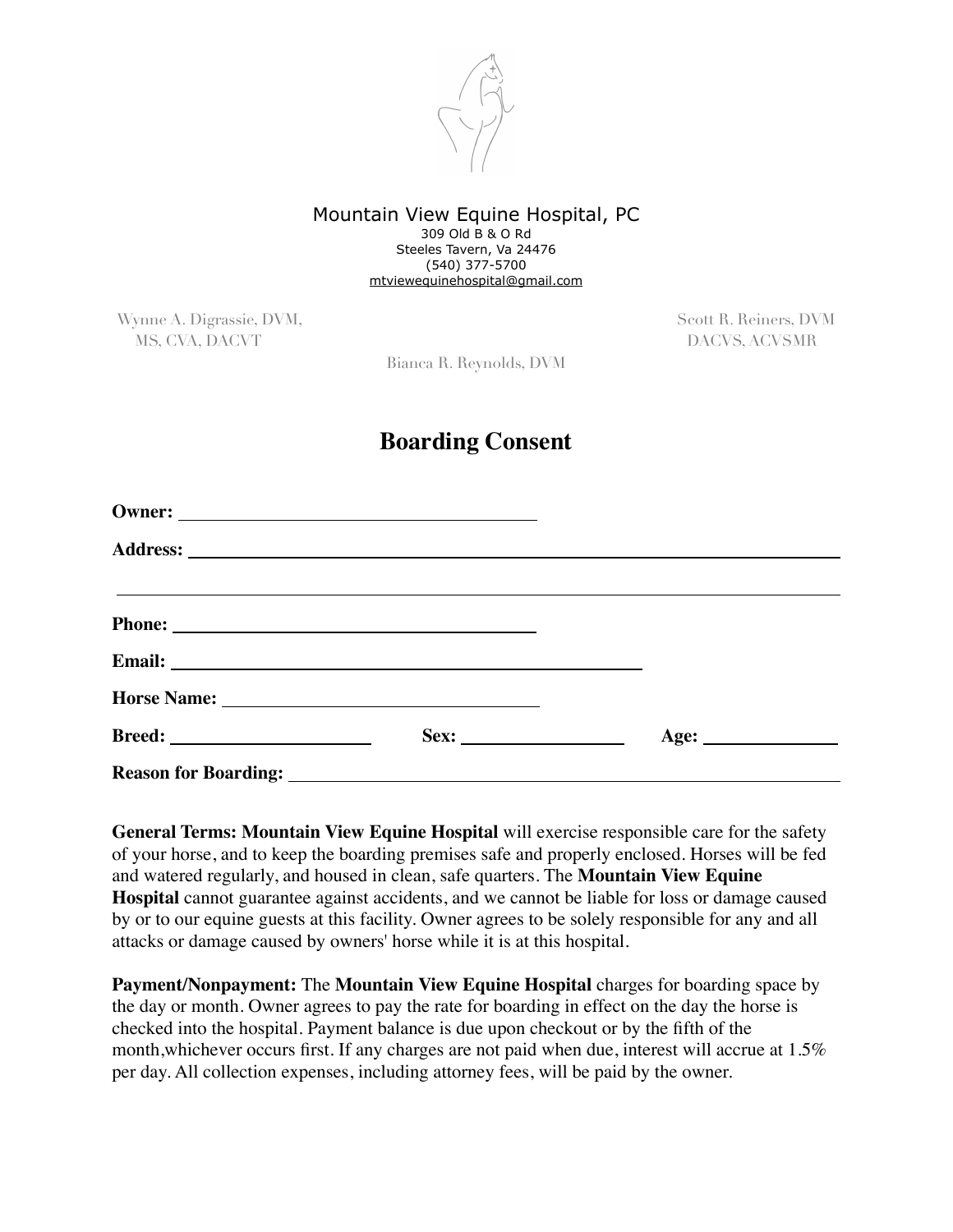Mountain View Equine Hospital, PC
309 Old B & O Rd
Steeles Tavern, Va 24476
(540) 377-5700
mtviewequinehospital@gmail.com

Wynne A. Digrassie, DVM, MS, CVA, DACVT

Scott R. Reiners, DVM DACVS, ACVSMR

Bianca R. Reynolds, DVM

# Boarding Consent

**Owner:** ______________________________

**Address:** ______________________________________________________________

______________________________________________________________

**Phone:** ______________________________

**Email:** ______________________________________

**Horse Name:** ______________________________

**Breed:** __________________ **Sex:** ______________ **Age:** ____________

**Reason for Boarding:** ______________________________________________

**General Terms: Mountain View Equine Hospital** will exercise responsible care for the safety of your horse, and to keep the boarding premises safe and properly enclosed. Horses will be fed and watered regularly, and housed in clean, safe quarters. The **Mountain View Equine Hospital** cannot guarantee against accidents, and we cannot be liable for loss or damage caused by or to our equine guests at this facility. Owner agrees to be solely responsible for any and all attacks or damage caused by owners' horse while it is at this hospital.

**Payment/Nonpayment:** The **Mountain View Equine Hospital** charges for boarding space by the day or month. Owner agrees to pay the rate for boarding in effect on the day the horse is checked into the hospital. Payment balance is due upon checkout or by the fifth of the month,whichever occurs first. If any charges are not paid when due, interest will accrue at 1.5% per day. All collection expenses, including attorney fees, will be paid by the owner.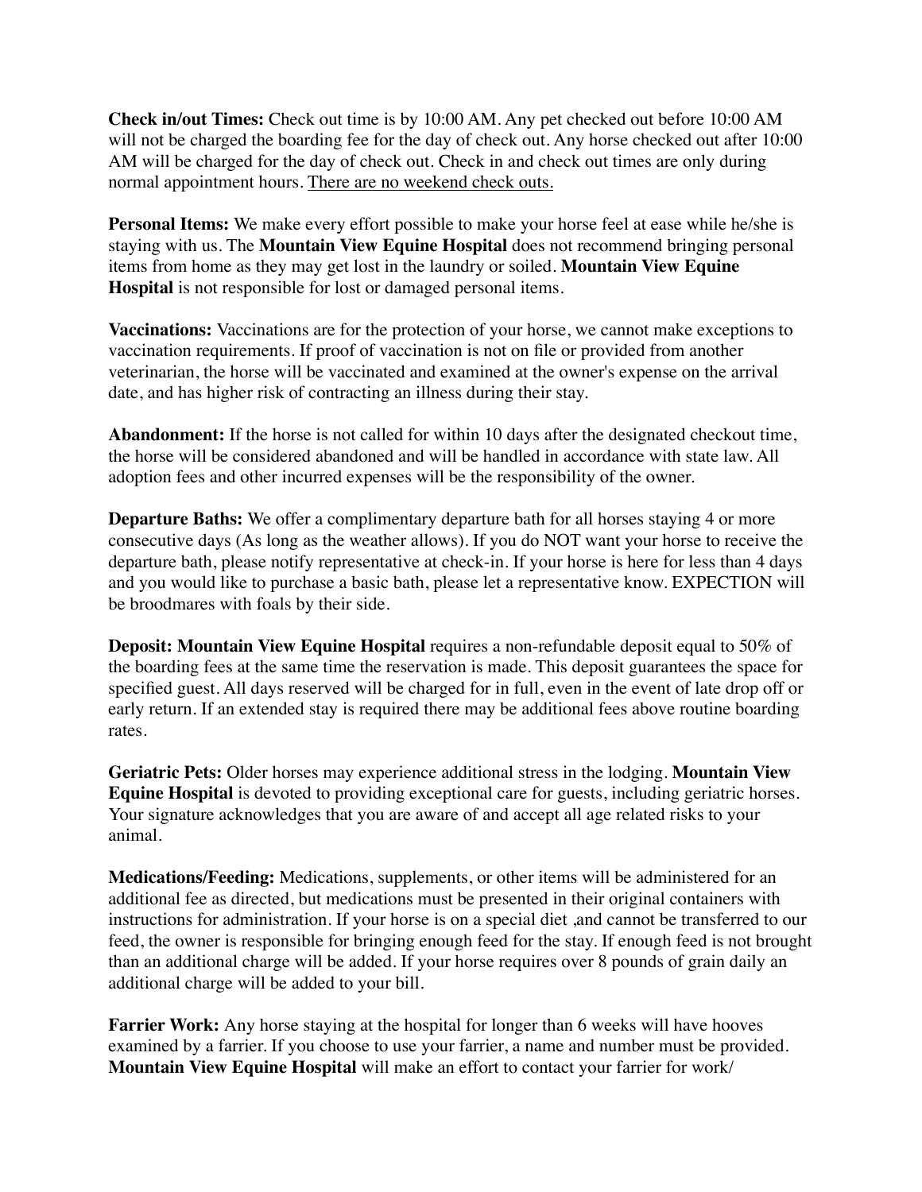**Check in/out Times:** Check out time is by 10:00 AM. Any pet checked out before 10:00 AM will not be charged the boarding fee for the day of check out. Any horse checked out after 10:00 AM will be charged for the day of check out. Check in and check out times are only during normal appointment hours. <u>There are no weekend check outs.</u>

**Personal Items:** We make every effort possible to make your horse feel at ease while he/she is staying with us. The **Mountain View Equine Hospital** does not recommend bringing personal items from home as they may get lost in the laundry or soiled. **Mountain View Equine Hospital** is not responsible for lost or damaged personal items.

**Vaccinations:** Vaccinations are for the protection of your horse, we cannot make exceptions to vaccination requirements. If proof of vaccination is not on file or provided from another veterinarian, the horse will be vaccinated and examined at the owner's expense on the arrival date, and has higher risk of contracting an illness during their stay.

**Abandonment:** If the horse is not called for within 10 days after the designated checkout time, the horse will be considered abandoned and will be handled in accordance with state law. All adoption fees and other incurred expenses will be the responsibility of the owner.

**Departure Baths:** We offer a complimentary departure bath for all horses staying 4 or more consecutive days (As long as the weather allows). If you do NOT want your horse to receive the departure bath, please notify representative at check-in. If your horse is here for less than 4 days and you would like to purchase a basic bath, please let a representative know. EXPECTION will be broodmares with foals by their side.

**Deposit: Mountain View Equine Hospital** requires a non-refundable deposit equal to 50% of the boarding fees at the same time the reservation is made. This deposit guarantees the space for specified guest. All days reserved will be charged for in full, even in the event of late drop off or early return. If an extended stay is required there may be additional fees above routine boarding rates.

**Geriatric Pets:** Older horses may experience additional stress in the lodging. **Mountain View Equine Hospital** is devoted to providing exceptional care for guests, including geriatric horses. Your signature acknowledges that you are aware of and accept all age related risks to your animal.

**Medications/Feeding:** Medications, supplements, or other items will be administered for an additional fee as directed, but medications must be presented in their original containers with instructions for administration. If your horse is on a special diet ,and cannot be transferred to our feed, the owner is responsible for bringing enough feed for the stay. If enough feed is not brought than an additional charge will be added. If your horse requires over 8 pounds of grain daily an additional charge will be added to your bill.

**Farrier Work:** Any horse staying at the hospital for longer than 6 weeks will have hooves examined by a farrier. If you choose to use your farrier, a name and number must be provided. **Mountain View Equine Hospital** will make an effort to contact your farrier for work/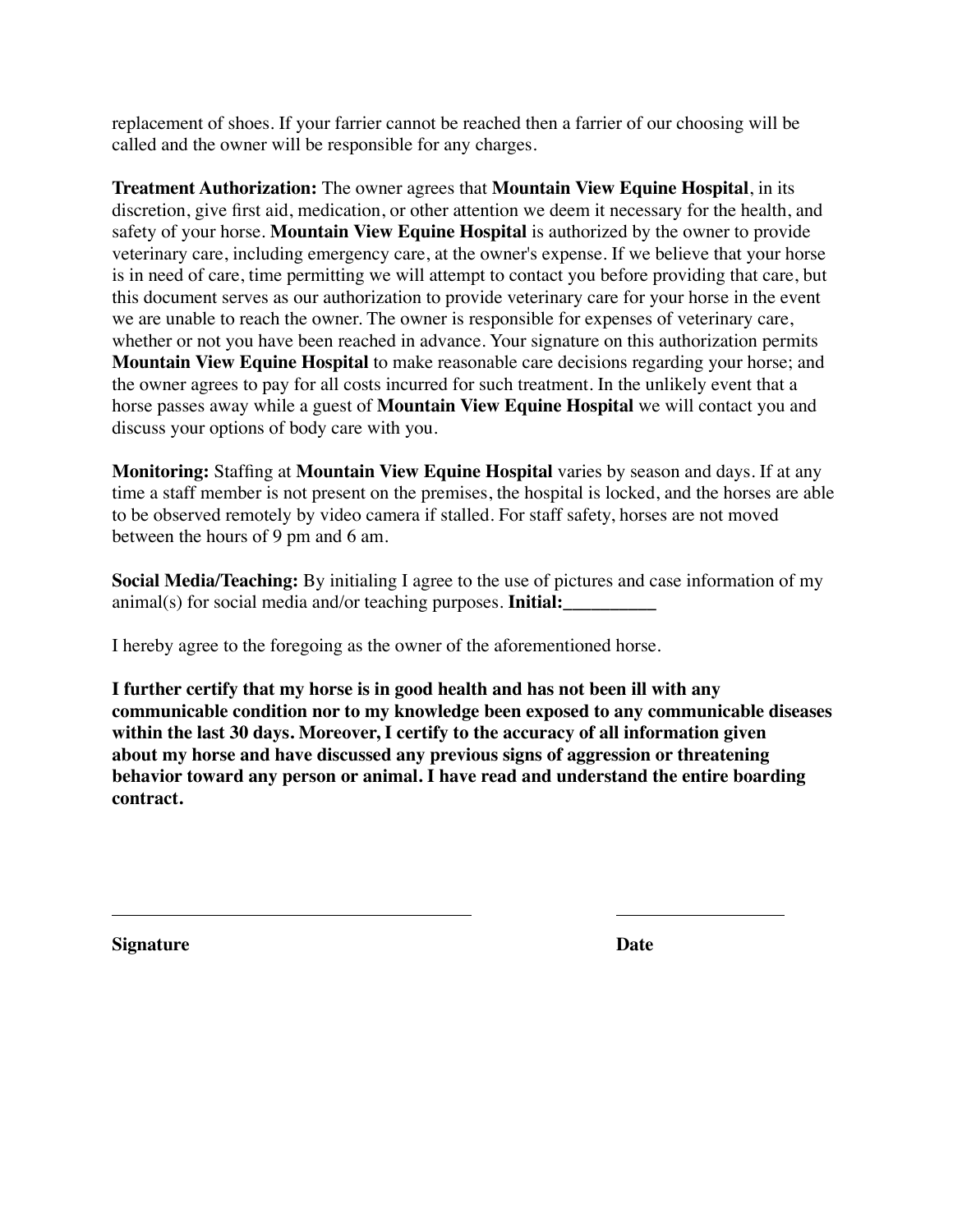replacement of shoes. If your farrier cannot be reached then a farrier of our choosing will be called and the owner will be responsible for any charges.

**Treatment Authorization:** The owner agrees that **Mountain View Equine Hospital**, in its discretion, give first aid, medication, or other attention we deem it necessary for the health, and safety of your horse. **Mountain View Equine Hospital** is authorized by the owner to provide veterinary care, including emergency care, at the owner's expense. If we believe that your horse is in need of care, time permitting we will attempt to contact you before providing that care, but this document serves as our authorization to provide veterinary care for your horse in the event we are unable to reach the owner. The owner is responsible for expenses of veterinary care, whether or not you have been reached in advance. Your signature on this authorization permits **Mountain View Equine Hospital** to make reasonable care decisions regarding your horse; and the owner agrees to pay for all costs incurred for such treatment. In the unlikely event that a horse passes away while a guest of **Mountain View Equine Hospital** we will contact you and discuss your options of body care with you.

**Monitoring:** Staffing at **Mountain View Equine Hospital** varies by season and days. If at any time a staff member is not present on the premises, the hospital is locked, and the horses are able to be observed remotely by video camera if stalled. For staff safety, horses are not moved between the hours of 9 pm and 6 am.

**Social Media/Teaching:** By initialing I agree to the use of pictures and case information of my animal(s) for social media and/or teaching purposes. **Initial:__________**

I hereby agree to the foregoing as the owner of the aforementioned horse.

**I further certify that my horse is in good health and has not been ill with any communicable condition nor to my knowledge been exposed to any communicable diseases within the last 30 days. Moreover, I certify to the accuracy of all information given about my horse and have discussed any previous signs of aggression or threatening behavior toward any person or animal. I have read and understand the entire boarding contract.**

________________________________________ ____________________

**Signature** **Date**